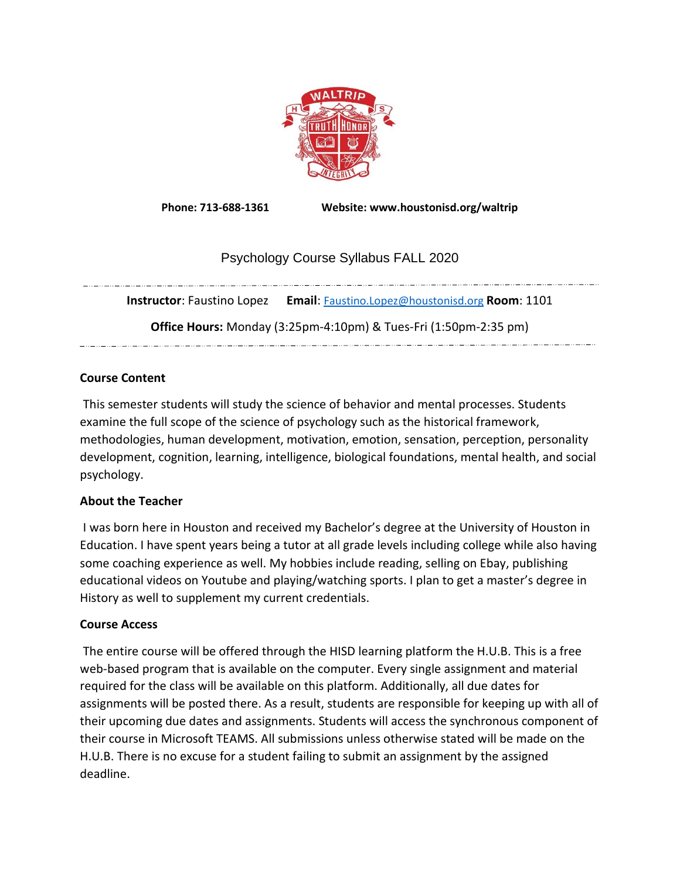**Phone: 713-688-1361** **Website: www.houstonisd.org/waltrip**

# Psychology Course Syllabus FALL 2020

**Instructor**: Faustino Lopez **Email**: Faustino.Lopez@houstonisd.org **Room**: 1101

**Office Hours:** Monday (3:25pm-4:10pm) & Tues-Fri (1:50pm-2:35 pm)

### Course Content

This semester students will study the science of behavior and mental processes. Students examine the full scope of the science of psychology such as the historical framework, methodologies, human development, motivation, emotion, sensation, perception, personality development, cognition, learning, intelligence, biological foundations, mental health, and social psychology.

### About the Teacher

I was born here in Houston and received my Bachelor's degree at the University of Houston in Education. I have spent years being a tutor at all grade levels including college while also having some coaching experience as well. My hobbies include reading, selling on Ebay, publishing educational videos on Youtube and playing/watching sports. I plan to get a master's degree in History as well to supplement my current credentials.

### Course Access

The entire course will be offered through the HISD learning platform the H.U.B. This is a free web-based program that is available on the computer. Every single assignment and material required for the class will be available on this platform. Additionally, all due dates for assignments will be posted there. As a result, students are responsible for keeping up with all of their upcoming due dates and assignments. Students will access the synchronous component of their course in Microsoft TEAMS. All submissions unless otherwise stated will be made on the H.U.B. There is no excuse for a student failing to submit an assignment by the assigned deadline.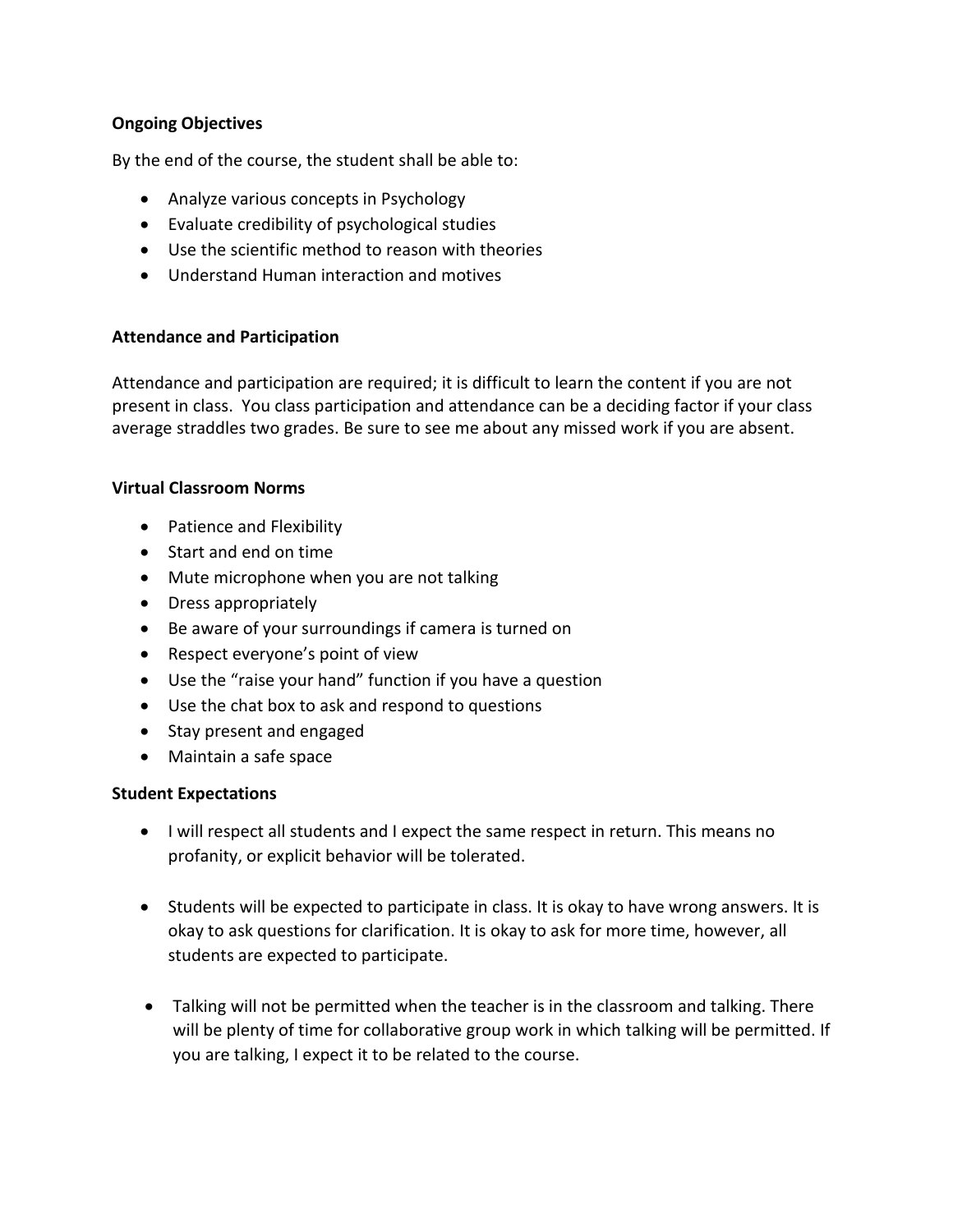**Ongoing Objectives**

By the end of the course, the student shall be able to:

- Analyze various concepts in Psychology
- Evaluate credibility of psychological studies
- Use the scientific method to reason with theories
- Understand Human interaction and motives

**Attendance and Participation**

Attendance and participation are required; it is difficult to learn the content if you are not present in class. You class participation and attendance can be a deciding factor if your class average straddles two grades. Be sure to see me about any missed work if you are absent.

**Virtual Classroom Norms**

- Patience and Flexibility
- Start and end on time
- Mute microphone when you are not talking
- Dress appropriately
- Be aware of your surroundings if camera is turned on
- Respect everyone's point of view
- Use the "raise your hand" function if you have a question
- Use the chat box to ask and respond to questions
- Stay present and engaged
- Maintain a safe space

**Student Expectations**

- I will respect all students and I expect the same respect in return. This means no profanity, or explicit behavior will be tolerated.

- Students will be expected to participate in class. It is okay to have wrong answers. It is okay to ask questions for clarification. It is okay to ask for more time, however, all students are expected to participate.

- Talking will not be permitted when the teacher is in the classroom and talking. There will be plenty of time for collaborative group work in which talking will be permitted. If you are talking, I expect it to be related to the course.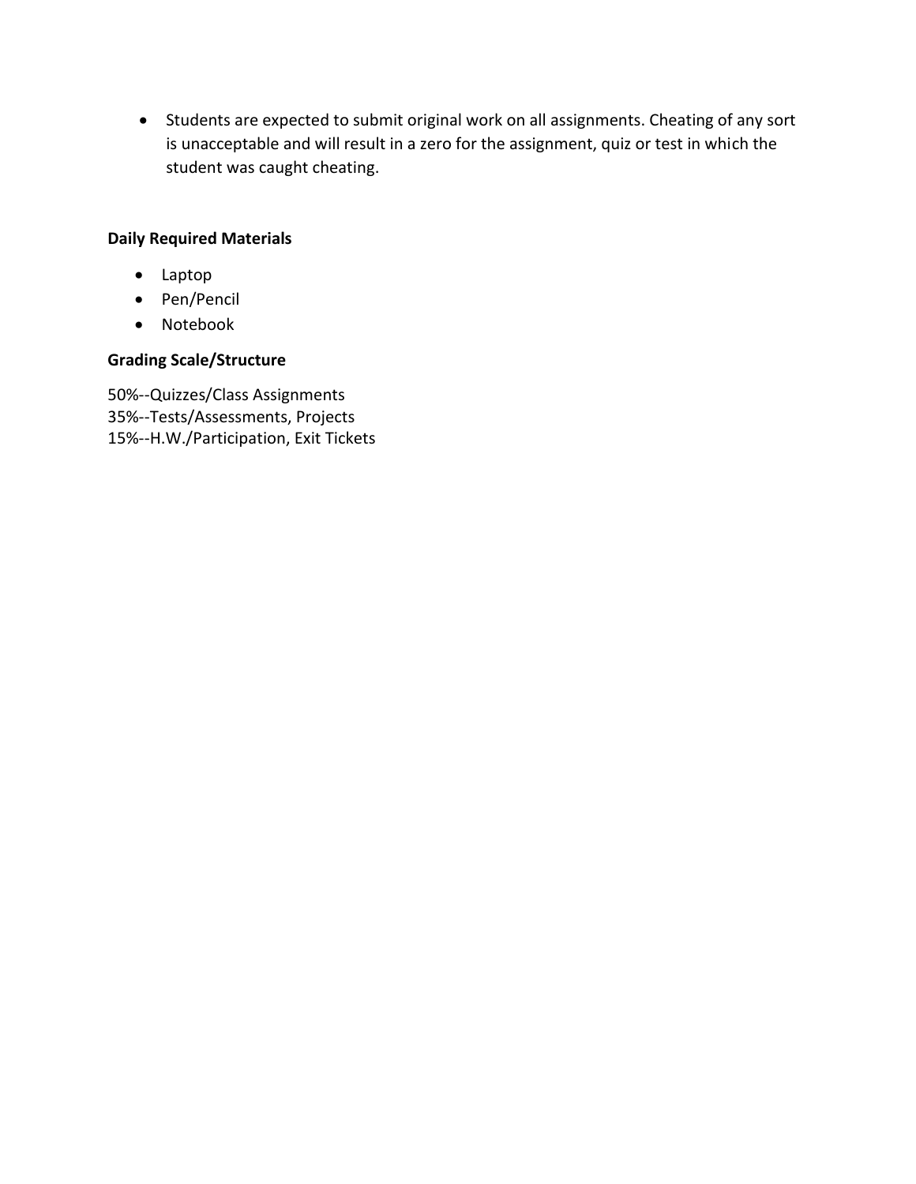- Students are expected to submit original work on all assignments. Cheating of any sort is unacceptable and will result in a zero for the assignment, quiz or test in which the student was caught cheating.

**Daily Required Materials**

- Laptop
- Pen/Pencil
- Notebook

**Grading Scale/Structure**

50%--Quizzes/Class Assignments
35%--Tests/Assessments, Projects
15%--H.W./Participation, Exit Tickets